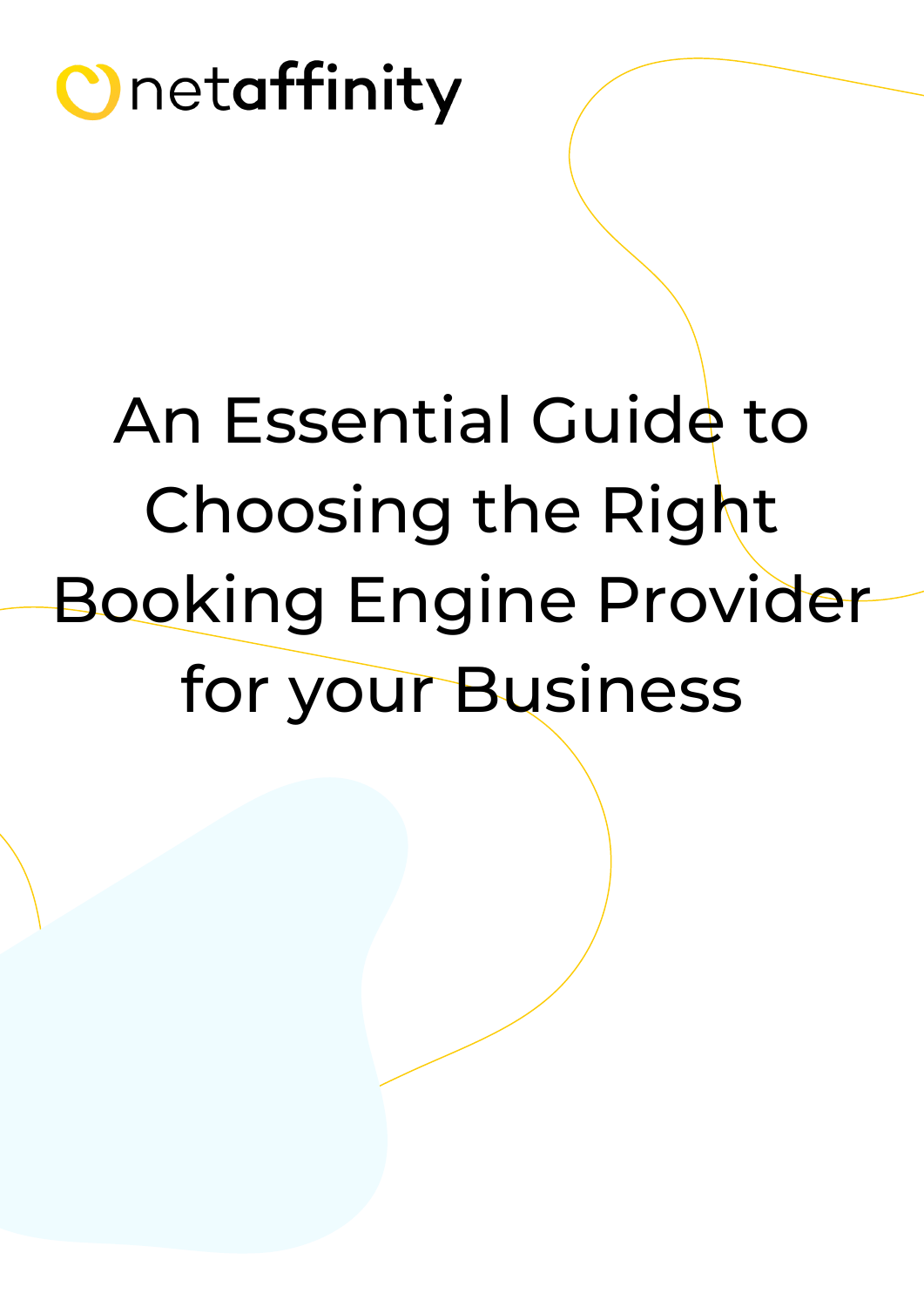netaffinity

# An Essential Guide to Choosing the Right Booking Engine Provider for your Business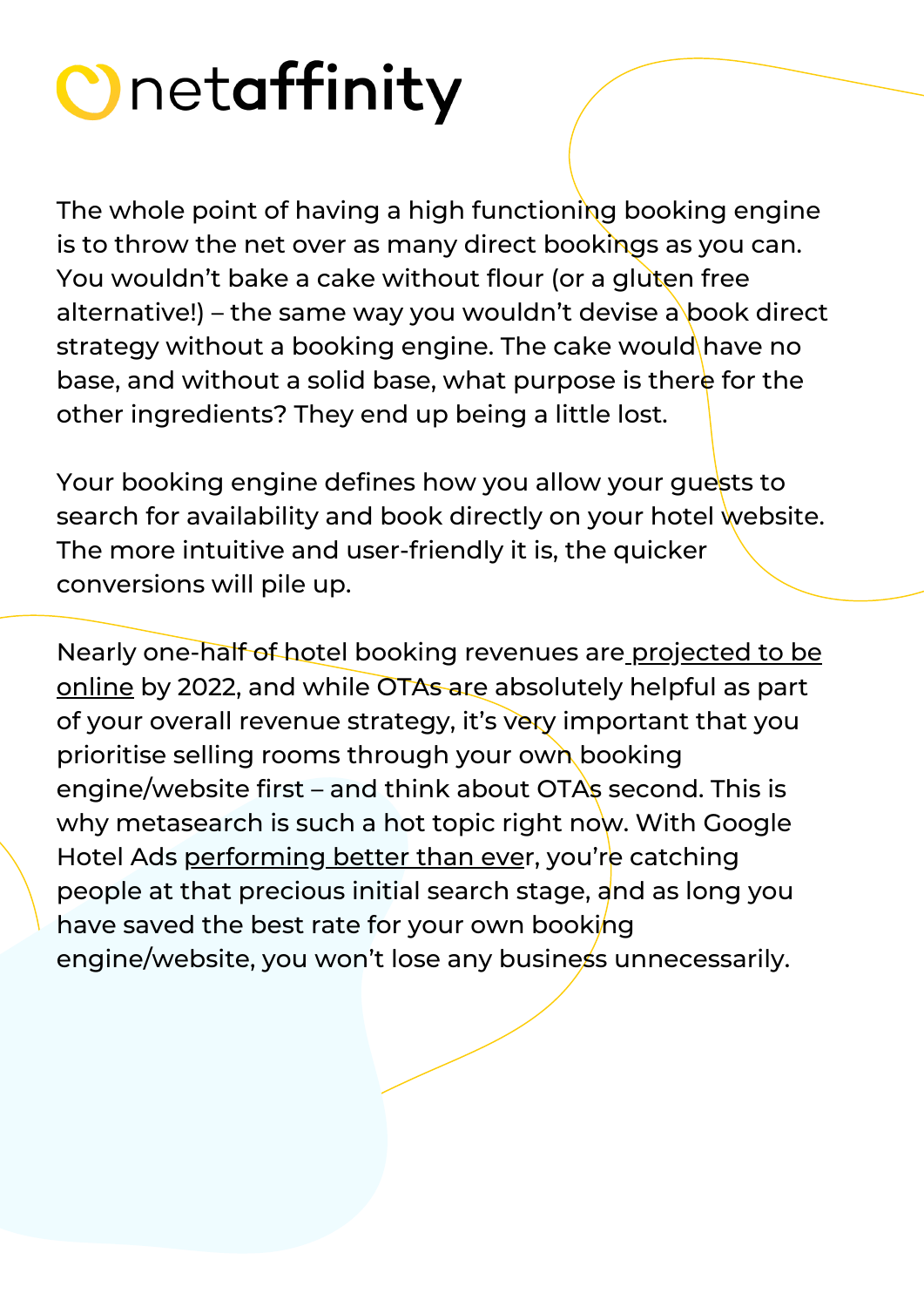The whole point of having a high functioning booking engine is to throw the net over as many direct bookings as you can. You wouldn't bake a cake without flour (or a gluten free alternative!) – the same way you wouldn't devise a book direct strategy without a booking engine. The cake would have no base, and without a solid base, what purpose is there for the other ingredients? They end up being a little lost.

Your booking engine defines how you allow your guests to search for availability and book directly on your hotel website. The more intuitive and user-friendly it is, the quicker conversions will pile up.

Nearly one-half of hotel booking revenues are projected to be online by 2022, and while OTAs are absolutely helpful as part of your overall revenue strategy, it's very important that you prioritise selling rooms through your own booking engine/website first – and think about OTAs second. This is why metasearch is such a hot topic right now. With Google Hotel Ads performing better than ever, you're catching people at that precious initial search stage, and as long you have saved the best rate for your own booking engine/website, you won't lose any business unnecessarily.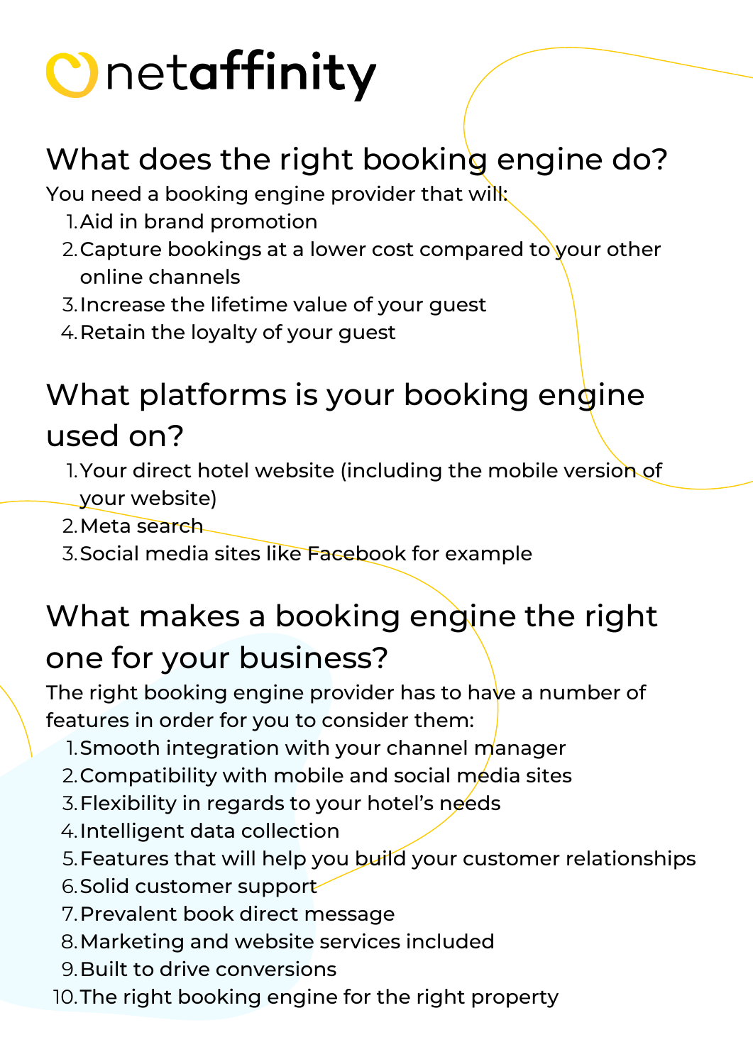netaffinity

## What does the right booking engine do?

You need a booking engine provider that will:

1. Aid in brand promotion
2. Capture bookings at a lower cost compared to your other online channels
3. Increase the lifetime value of your guest
4. Retain the loyalty of your guest

## What platforms is your booking engine used on?

1. Your direct hotel website (including the mobile version of your website)
2. Meta search
3. Social media sites like Facebook for example

## What makes a booking engine the right one for your business?

The right booking engine provider has to have a number of features in order for you to consider them:

1. Smooth integration with your channel manager
2. Compatibility with mobile and social media sites
3. Flexibility in regards to your hotel's needs
4. Intelligent data collection
5. Features that will help you build your customer relationships
6. Solid customer support
7. Prevalent book direct message
8. Marketing and website services included
9. Built to drive conversions
10. The right booking engine for the right property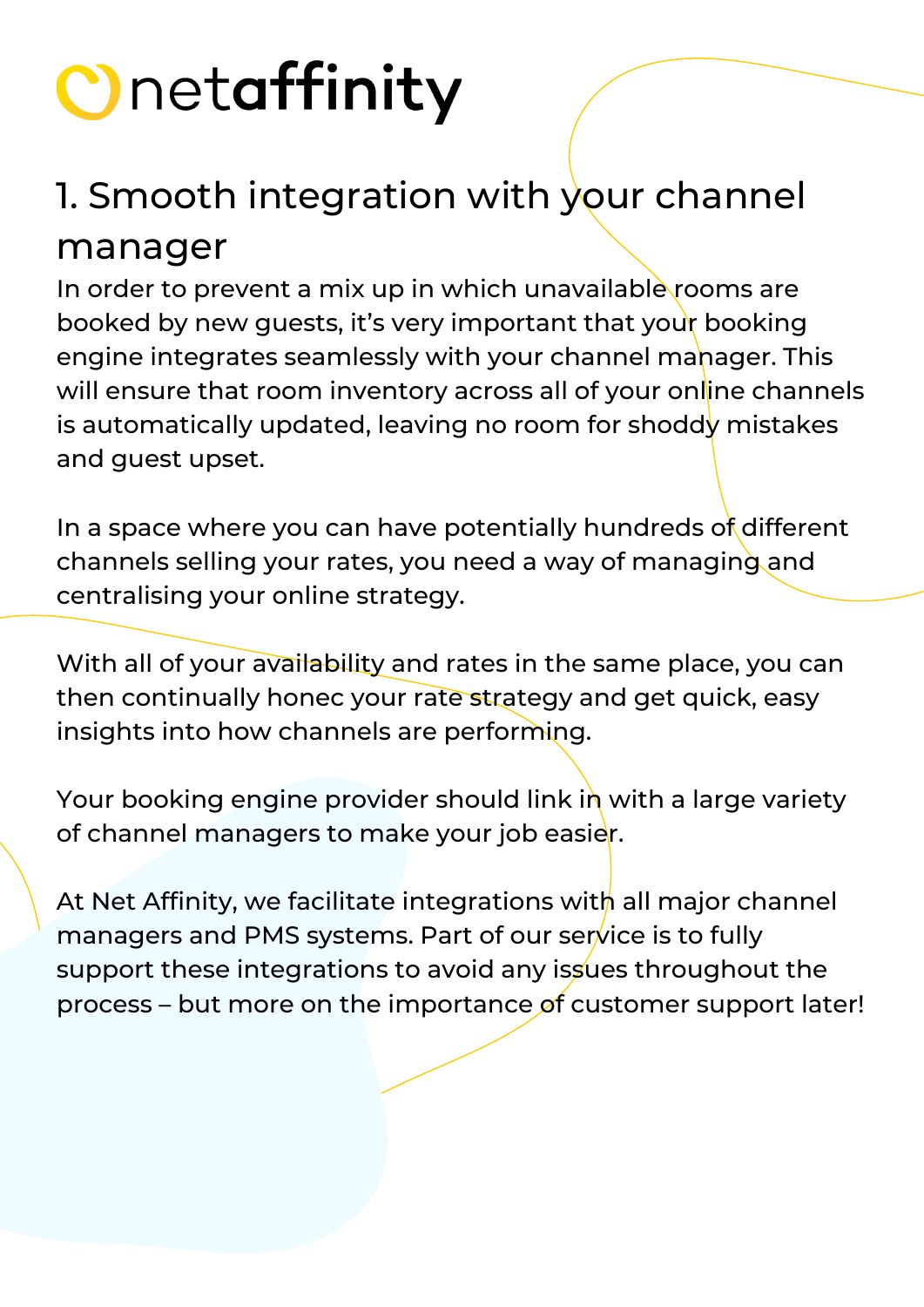## 1. Smooth integration with your channel manager

In order to prevent a mix up in which unavailable rooms are booked by new guests, it's very important that your booking engine integrates seamlessly with your channel manager. This will ensure that room inventory across all of your online channels is automatically updated, leaving no room for shoddy mistakes and guest upset.

In a space where you can have potentially hundreds of different channels selling your rates, you need a way of managing and centralising your online strategy.

With all of your availability and rates in the same place, you can then continually honec your rate strategy and get quick, easy insights into how channels are performing.

Your booking engine provider should link in with a large variety of channel managers to make your job easier.

At Net Affinity, we facilitate integrations with all major channel managers and PMS systems. Part of our service is to fully support these integrations to avoid any issues throughout the process – but more on the importance of customer support later!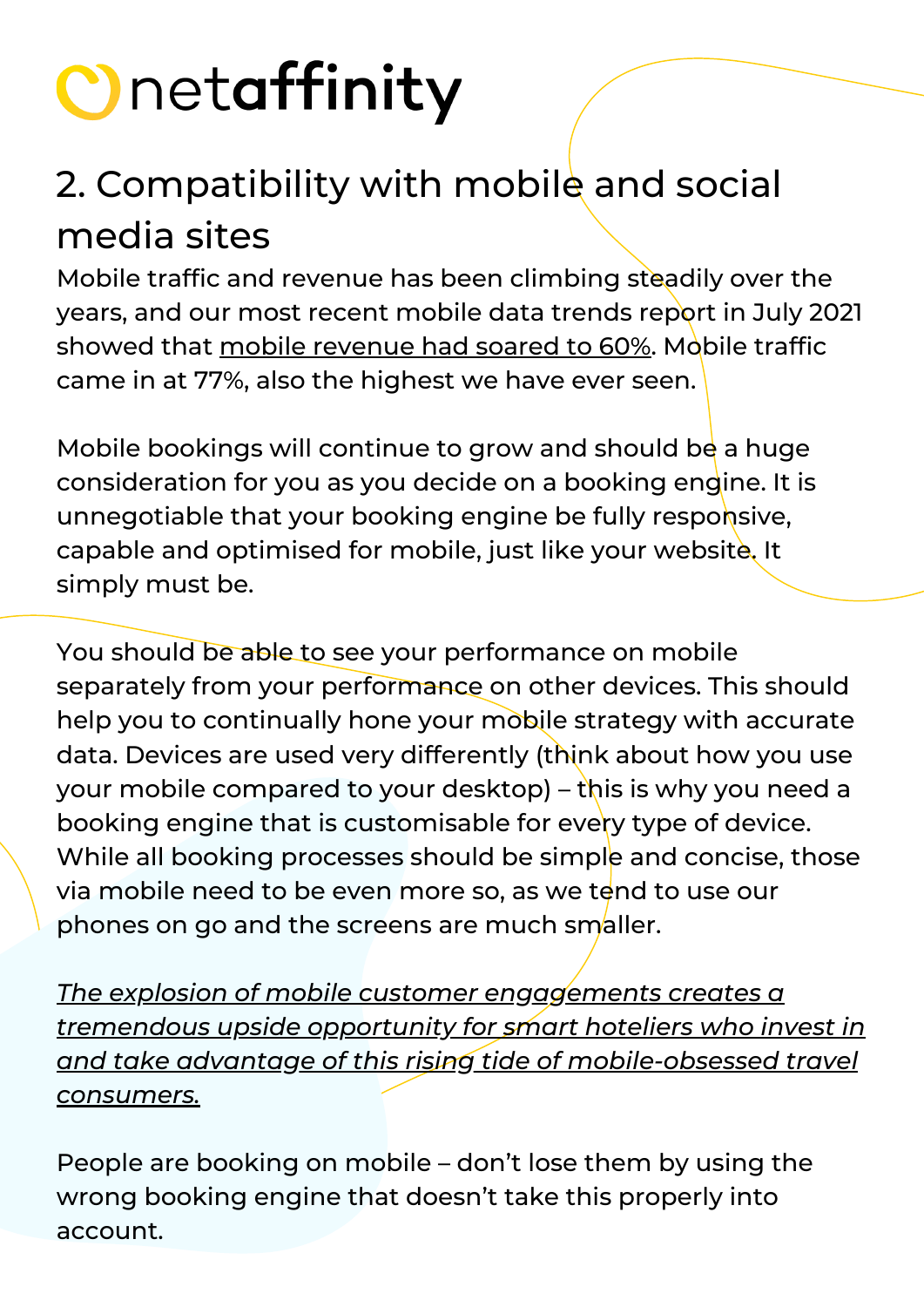## 2. Compatibility with mobile and social media sites

Mobile traffic and revenue has been climbing steadily over the years, and our most recent mobile data trends report in July 2021 showed that mobile revenue had soared to 60%. Mobile traffic came in at 77%, also the highest we have ever seen.

Mobile bookings will continue to grow and should be a huge consideration for you as you decide on a booking engine. It is unnegotiable that your booking engine be fully responsive, capable and optimised for mobile, just like your website. It simply must be.

You should be able to see your performance on mobile separately from your performance on other devices. This should help you to continually hone your mobile strategy with accurate data. Devices are used very differently (think about how you use your mobile compared to your desktop) – this is why you need a booking engine that is customisable for every type of device. While all booking processes should be simple and concise, those via mobile need to be even more so, as we tend to use our phones on go and the screens are much smaller.

*The explosion of mobile customer engagements creates a tremendous upside opportunity for smart hoteliers who invest in and take advantage of this rising tide of mobile-obsessed travel consumers.*

People are booking on mobile – don't lose them by using the wrong booking engine that doesn't take this properly into account.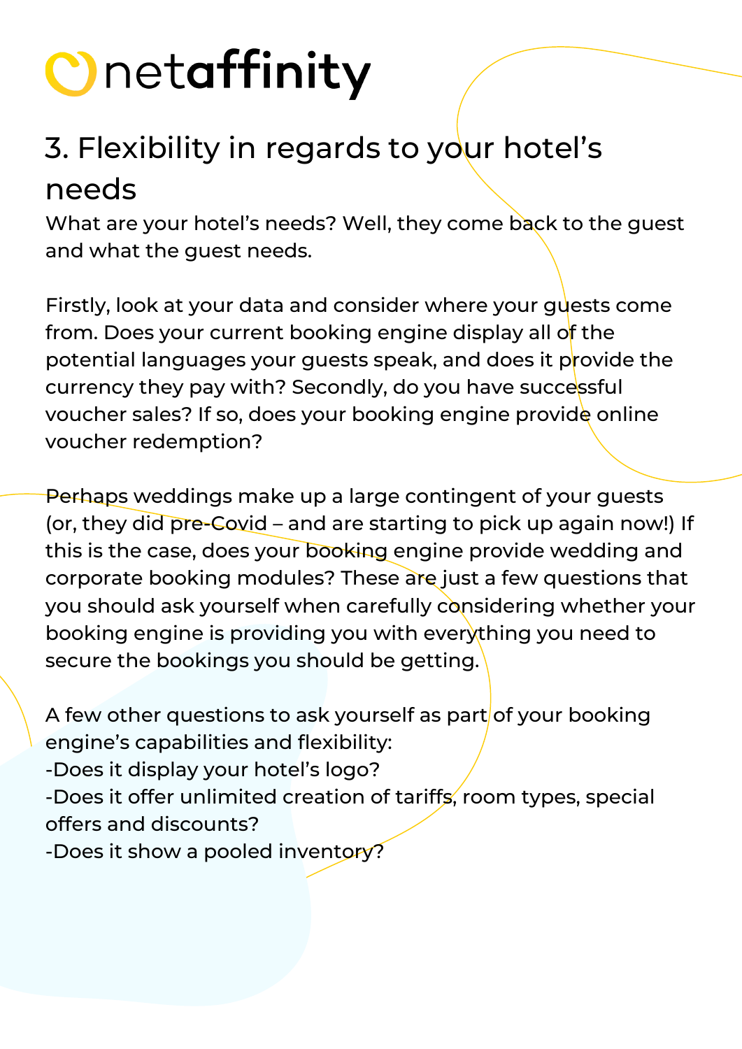## 3. Flexibility in regards to your hotel's needs

What are your hotel's needs? Well, they come back to the guest and what the guest needs.

Firstly, look at your data and consider where your guests come from. Does your current booking engine display all of the potential languages your guests speak, and does it provide the currency they pay with? Secondly, do you have successful voucher sales? If so, does your booking engine provide online voucher redemption?

Perhaps weddings make up a large contingent of your guests (or, they did pre-Covid – and are starting to pick up again now!) If this is the case, does your booking engine provide wedding and corporate booking modules? These are just a few questions that you should ask yourself when carefully considering whether your booking engine is providing you with everything you need to secure the bookings you should be getting.

A few other questions to ask yourself as part of your booking engine's capabilities and flexibility:

-Does it display your hotel's logo?
-Does it offer unlimited creation of tariffs, room types, special offers and discounts?
-Does it show a pooled inventory?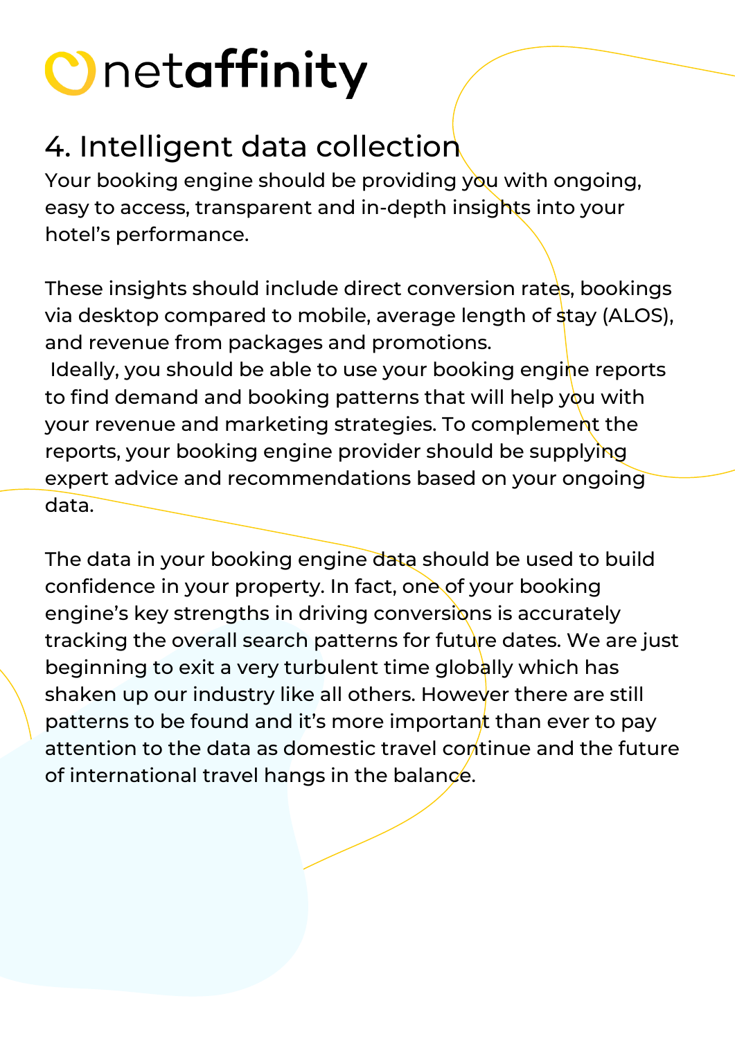# 4. Intelligent data collection

Your booking engine should be providing you with ongoing, easy to access, transparent and in-depth insights into your hotel's performance.

These insights should include direct conversion rates, bookings via desktop compared to mobile, average length of stay (ALOS), and revenue from packages and promotions.
Ideally, you should be able to use your booking engine reports to find demand and booking patterns that will help you with your revenue and marketing strategies. To complement the reports, your booking engine provider should be supplying expert advice and recommendations based on your ongoing data.

The data in your booking engine data should be used to build confidence in your property. In fact, one of your booking engine's key strengths in driving conversions is accurately tracking the overall search patterns for future dates. We are just beginning to exit a very turbulent time globally which has shaken up our industry like all others. However there are still patterns to be found and it's more important than ever to pay attention to the data as domestic travel continue and the future of international travel hangs in the balance.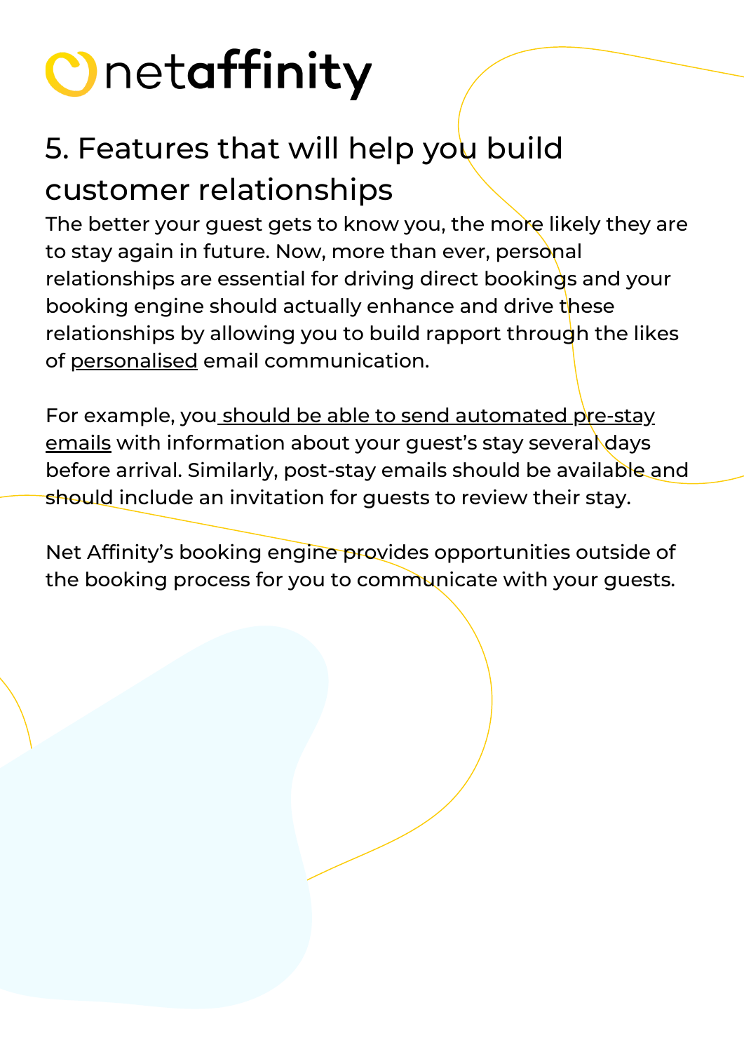# 5. Features that will help you build customer relationships

The better your guest gets to know you, the more likely they are to stay again in future. Now, more than ever, personal relationships are essential for driving direct bookings and your booking engine should actually enhance and drive these relationships by allowing you to build rapport through the likes of personalised email communication.

For example, you should be able to send automated pre-stay emails with information about your guest's stay several days before arrival. Similarly, post-stay emails should be available and should include an invitation for guests to review their stay.

Net Affinity's booking engine provides opportunities outside of the booking process for you to communicate with your guests.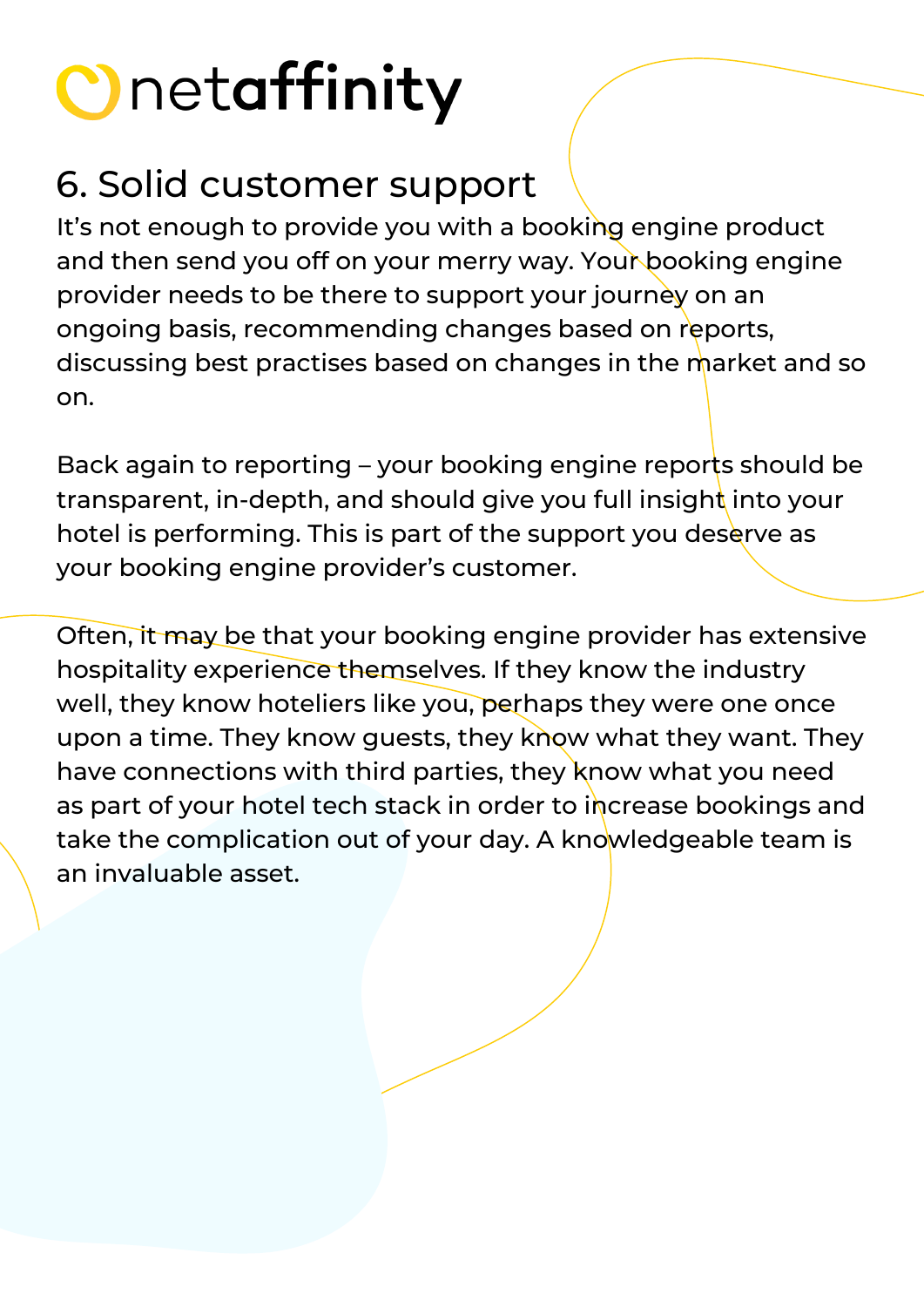## 6. Solid customer support

It’s not enough to provide you with a booking engine product and then send you off on your merry way. Your booking engine provider needs to be there to support your journey on an ongoing basis, recommending changes based on reports, discussing best practises based on changes in the market and so on.

Back again to reporting – your booking engine reports should be transparent, in-depth, and should give you full insight into your hotel is performing. This is part of the support you deserve as your booking engine provider’s customer.

Often, it may be that your booking engine provider has extensive hospitality experience themselves. If they know the industry well, they know hoteliers like you, perhaps they were one once upon a time. They know guests, they know what they want. They have connections with third parties, they know what you need as part of your hotel tech stack in order to increase bookings and take the complication out of your day. A knowledgeable team is an invaluable asset.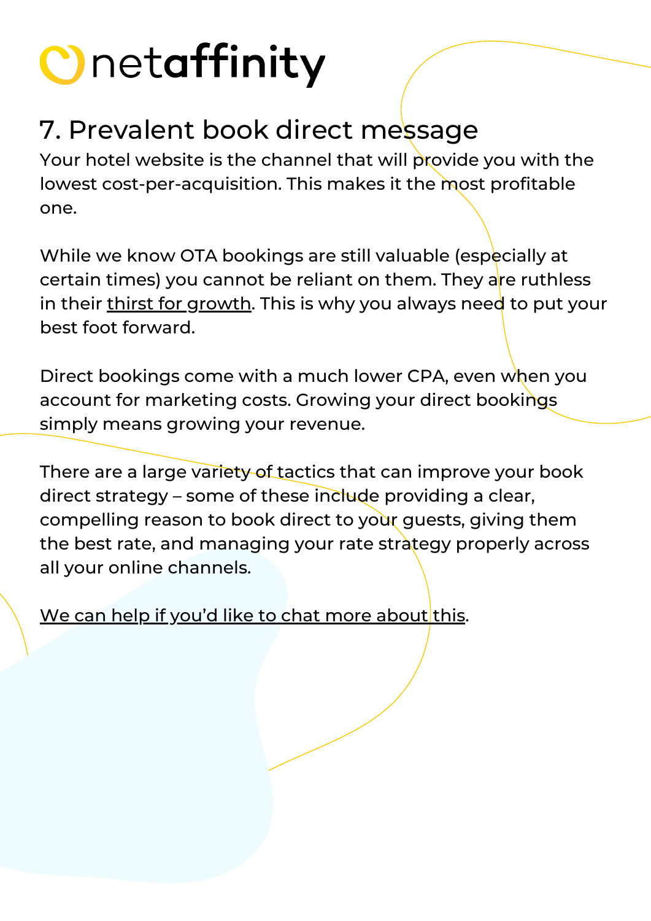## 7. Prevalent book direct message

Your hotel website is the channel that will provide you with the lowest cost-per-acquisition. This makes it the most profitable one.

While we know OTA bookings are still valuable (especially at certain times) you cannot be reliant on them. They are ruthless in their thirst for growth. This is why you always need to put your best foot forward.

Direct bookings come with a much lower CPA, even when you account for marketing costs. Growing your direct bookings simply means growing your revenue.

There are a large variety of tactics that can improve your book direct strategy – some of these include providing a clear, compelling reason to book direct to your guests, giving them the best rate, and managing your rate strategy properly across all your online channels.

We can help if you'd like to chat more about this.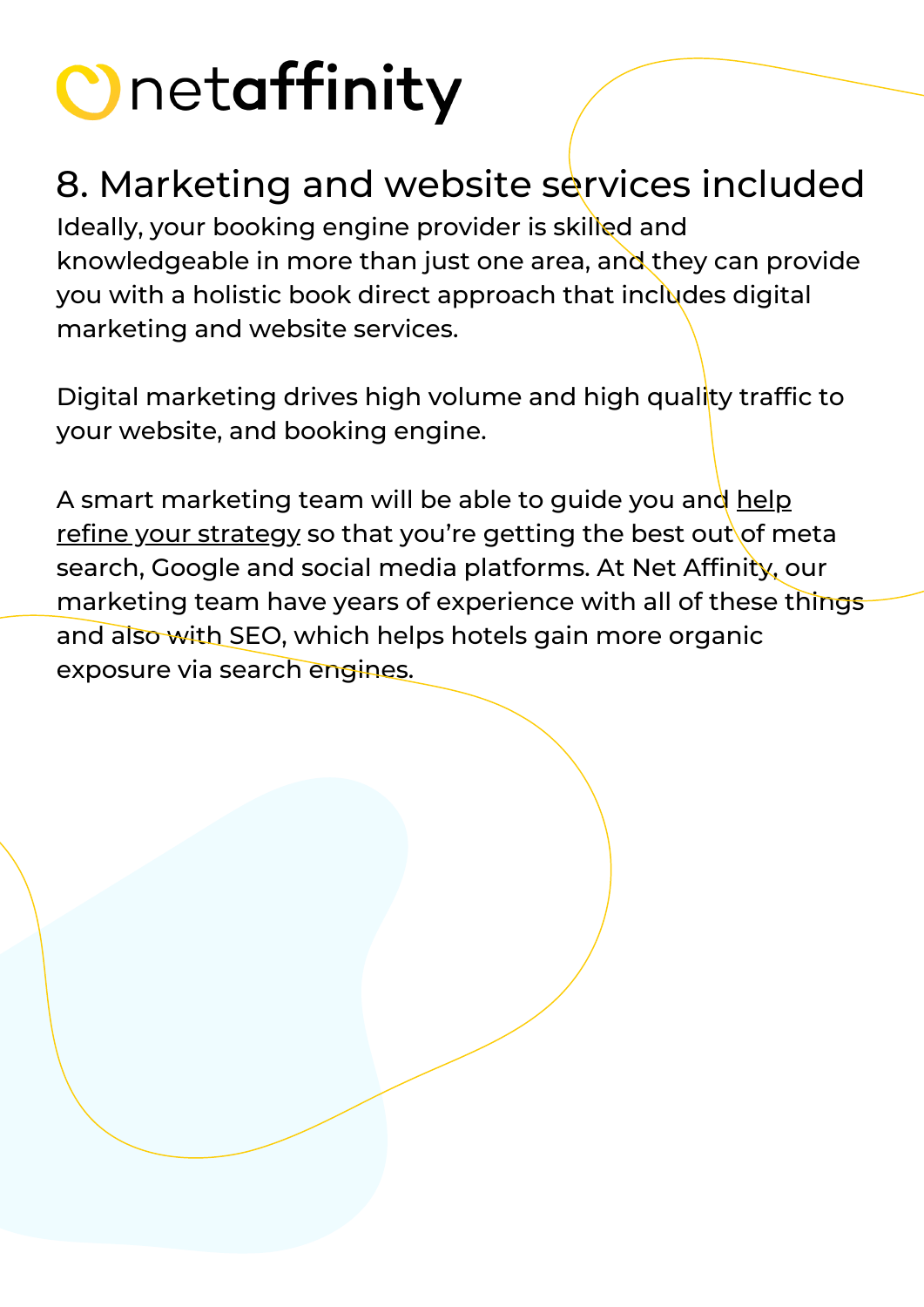## 8. Marketing and website services included

Ideally, your booking engine provider is skilled and knowledgeable in more than just one area, and they can provide you with a holistic book direct approach that includes digital marketing and website services.

Digital marketing drives high volume and high quality traffic to your website, and booking engine.

A smart marketing team will be able to guide you and help refine your strategy so that you're getting the best out of meta search, Google and social media platforms. At Net Affinity, our marketing team have years of experience with all of these things and also with SEO, which helps hotels gain more organic exposure via search engines.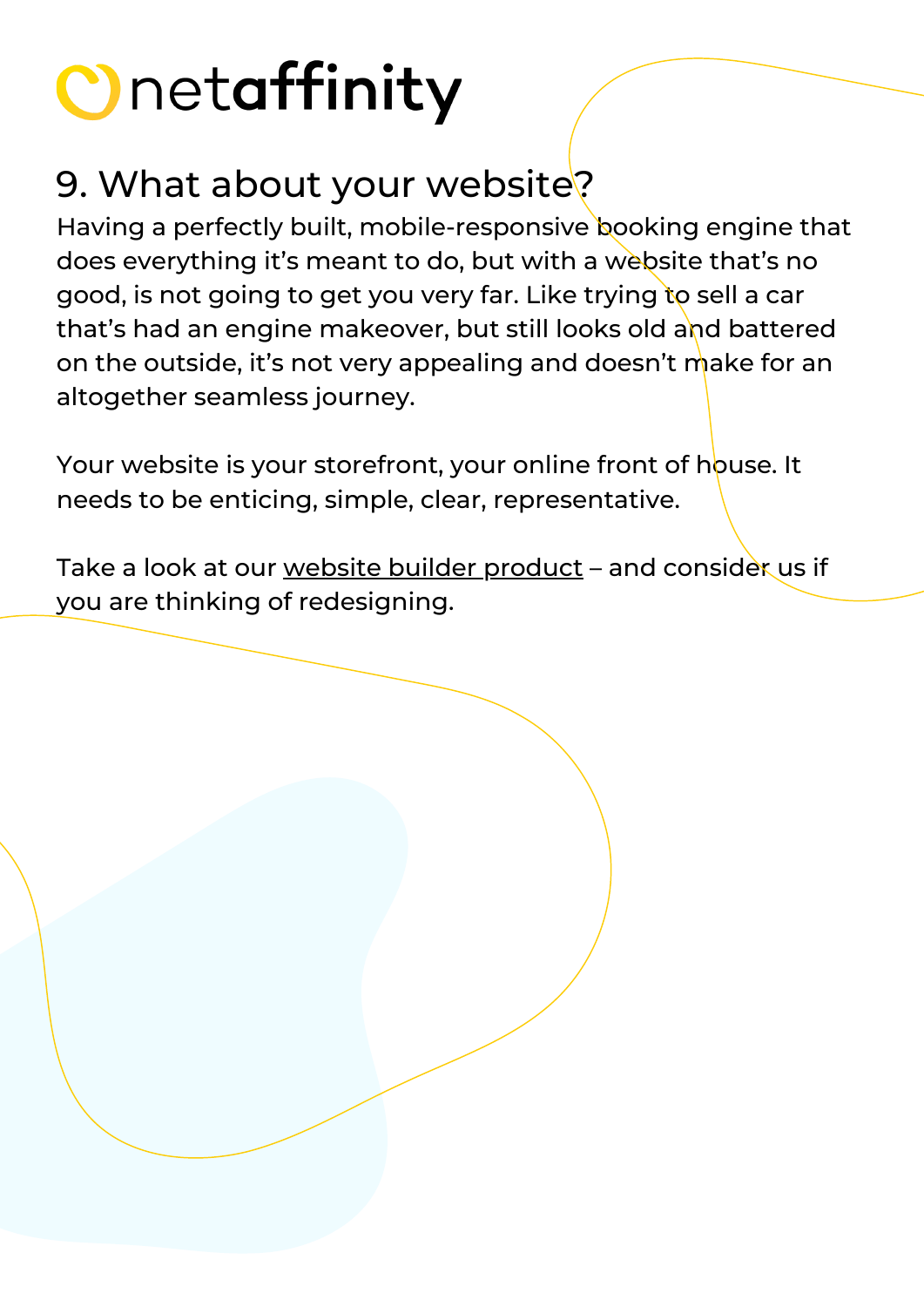## 9. What about your website?

Having a perfectly built, mobile-responsive booking engine that does everything it's meant to do, but with a website that's no good, is not going to get you very far. Like trying to sell a car that's had an engine makeover, but still looks old and battered on the outside, it's not very appealing and doesn't make for an altogether seamless journey.

Your website is your storefront, your online front of house. It needs to be enticing, simple, clear, representative.

Take a look at our website builder product – and consider us if you are thinking of redesigning.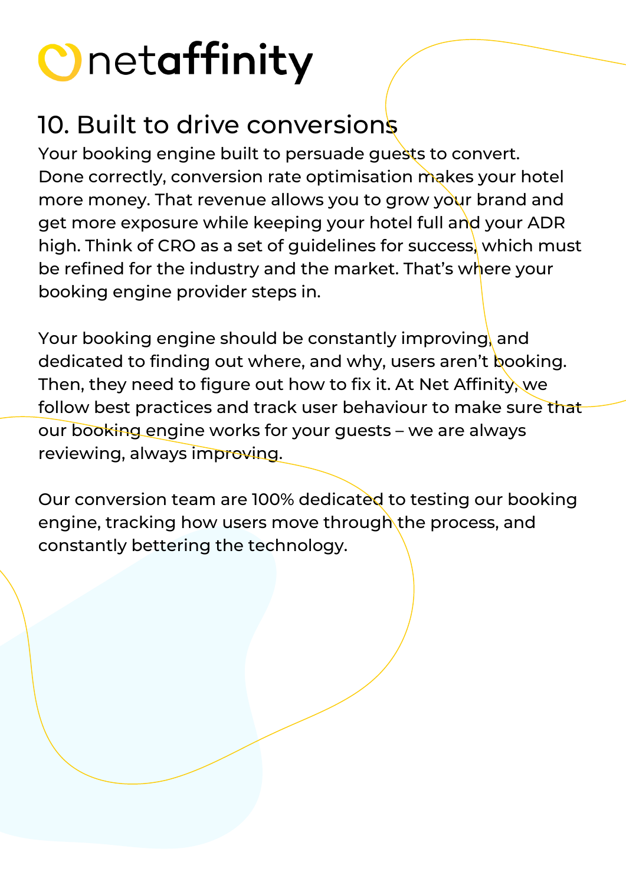## 10. Built to drive conversions

Your booking engine built to persuade guests to convert. Done correctly, conversion rate optimisation makes your hotel more money. That revenue allows you to grow your brand and get more exposure while keeping your hotel full and your ADR high. Think of CRO as a set of guidelines for success, which must be refined for the industry and the market. That's where your booking engine provider steps in.

Your booking engine should be constantly improving, and dedicated to finding out where, and why, users aren't booking. Then, they need to figure out how to fix it. At Net Affinity, we follow best practices and track user behaviour to make sure that our booking engine works for your guests – we are always reviewing, always improving.

Our conversion team are 100% dedicated to testing our booking engine, tracking how users move through the process, and constantly bettering the technology.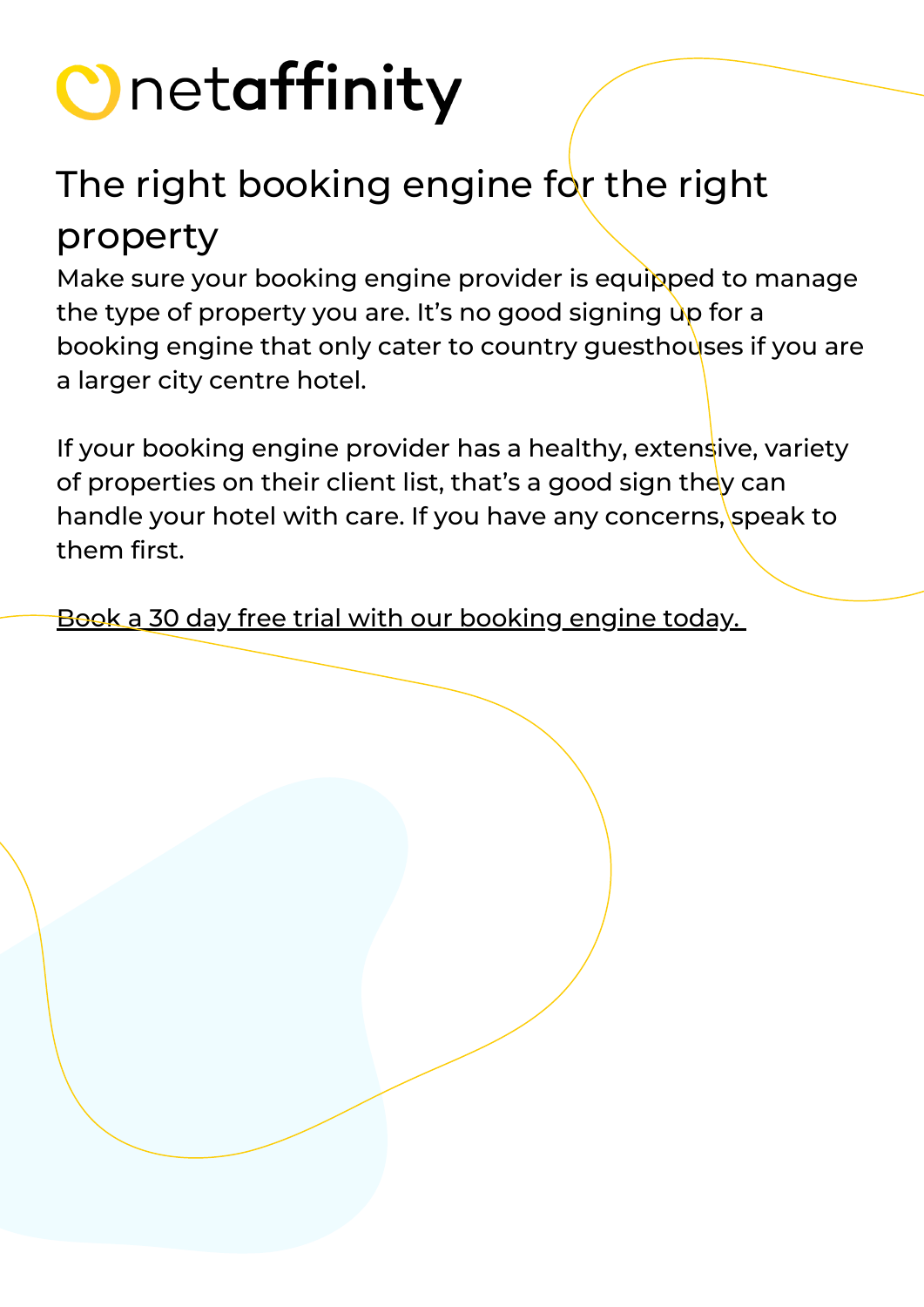netaffinity

## The right booking engine for the right property

Make sure your booking engine provider is equipped to manage the type of property you are. It's no good signing up for a booking engine that only cater to country guesthouses if you are a larger city centre hotel.

If your booking engine provider has a healthy, extensive, variety of properties on their client list, that's a good sign they can handle your hotel with care. If you have any concerns, speak to them first.

Book a 30 day free trial with our booking engine today.